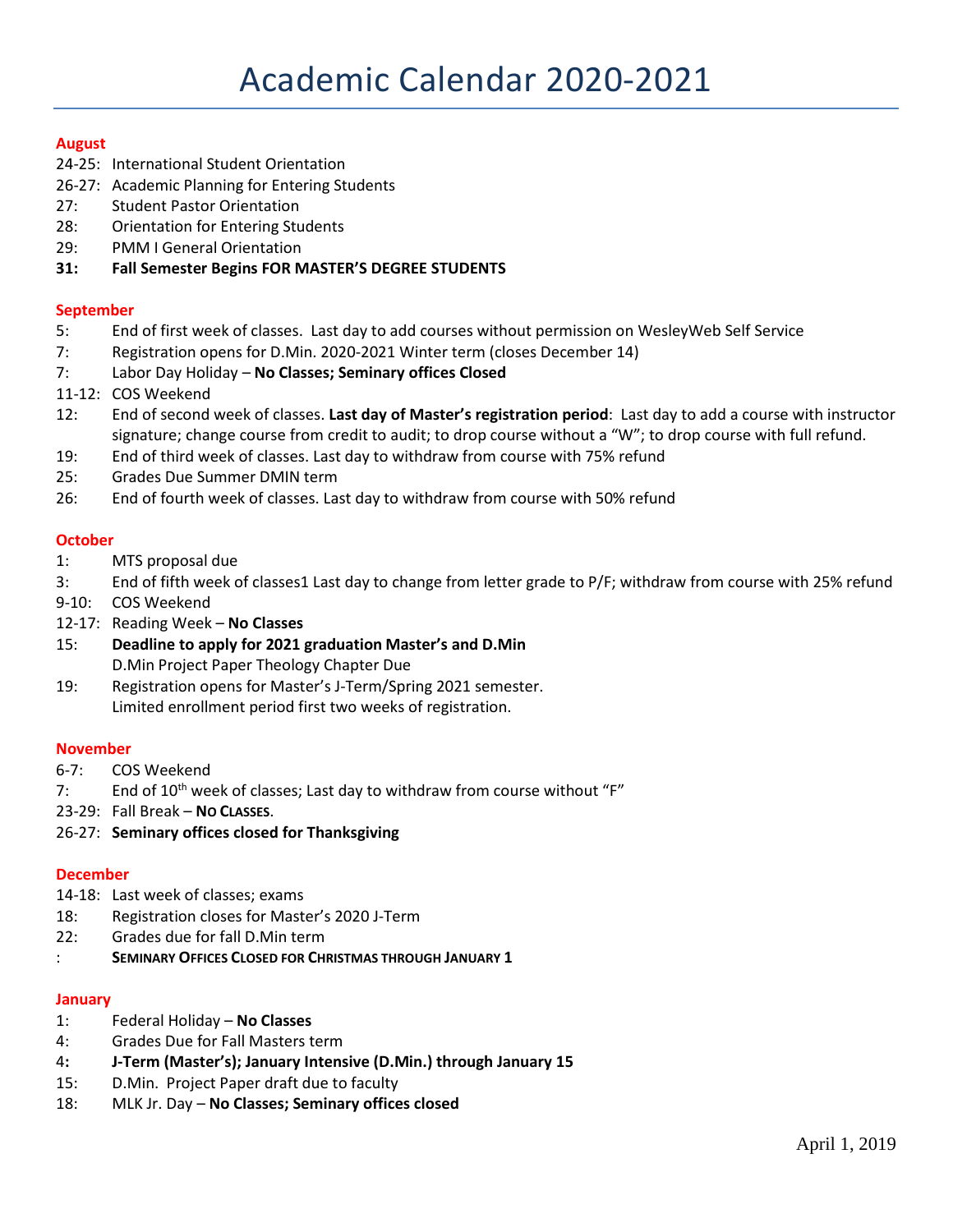# Academic Calendar 2020-2021

**August**

24-25: International Student Orientation
26-27: Academic Planning for Entering Students
27: Student Pastor Orientation
28: Orientation for Entering Students
29: PMM I General Orientation
**31: Fall Semester Begins FOR MASTER'S DEGREE STUDENTS**

**September**

5: End of first week of classes. Last day to add courses without permission on WesleyWeb Self Service
7: Registration opens for D.Min. 2020-2021 Winter term (closes December 14)
7: Labor Day Holiday – **No Classes; Seminary offices Closed**
11-12: COS Weekend
12: End of second week of classes. **Last day of Master's registration period**: Last day to add a course with instructor signature; change course from credit to audit; to drop course without a "W"; to drop course with full refund.
19: End of third week of classes. Last day to withdraw from course with 75% refund
25: Grades Due Summer DMIN term
26: End of fourth week of classes. Last day to withdraw from course with 50% refund

**October**

1: MTS proposal due
3: End of fifth week of classes1 Last day to change from letter grade to P/F; withdraw from course with 25% refund
9-10: COS Weekend
12-17: Reading Week – **No Classes**
15: **Deadline to apply for 2021 graduation Master's and D.Min**
D.Min Project Paper Theology Chapter Due
19: Registration opens for Master's J-Term/Spring 2021 semester.
Limited enrollment period first two weeks of registration.

**November**

6-7: COS Weekend
7: End of 10th week of classes; Last day to withdraw from course without "F"
23-29: Fall Break – **NO CLASSES**.
26-27: **Seminary offices closed for Thanksgiving**

**December**

14-18: Last week of classes; exams
18: Registration closes for Master's 2020 J-Term
22: Grades due for fall D.Min term
: **SEMINARY OFFICES CLOSED FOR CHRISTMAS THROUGH JANUARY 1**

**January**

1: Federal Holiday – **No Classes**
4: Grades Due for Fall Masters term
**4: J-Term (Master's); January Intensive (D.Min.) through January 15**
15: D.Min. Project Paper draft due to faculty
18: MLK Jr. Day – **No Classes; Seminary offices closed**

April 1, 2019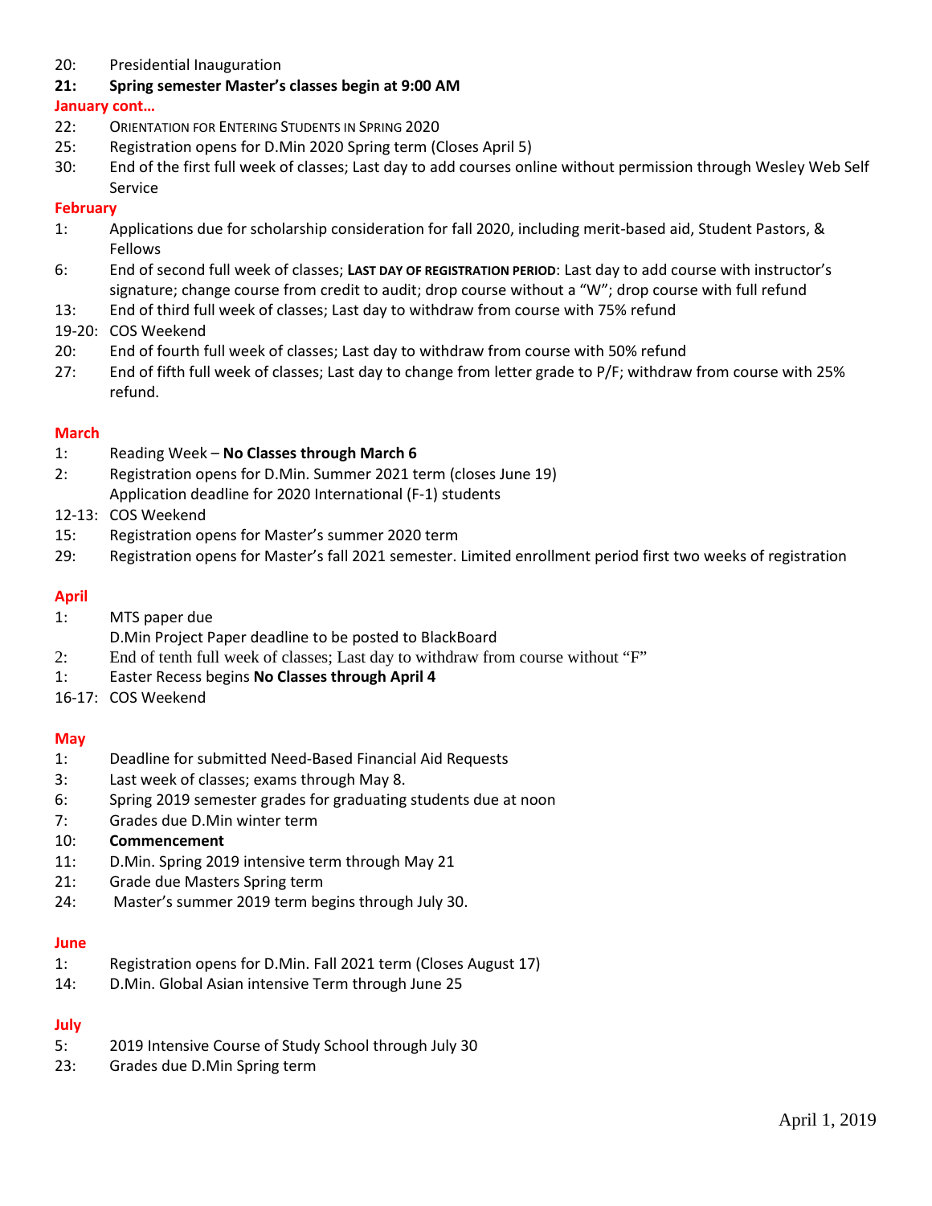20: Presidential Inauguration

**21: Spring semester Master's classes begin at 9:00 AM**

**January cont…**

22: ORIENTATION FOR ENTERING STUDENTS IN SPRING 2020

25: Registration opens for D.Min 2020 Spring term (Closes April 5)

30: End of the first full week of classes; Last day to add courses online without permission through Wesley Web Self Service

**February**

1: Applications due for scholarship consideration for fall 2020, including merit-based aid, Student Pastors, & Fellows

6: End of second full week of classes; **LAST DAY OF REGISTRATION PERIOD**: Last day to add course with instructor's signature; change course from credit to audit; drop course without a "W"; drop course with full refund

13: End of third full week of classes; Last day to withdraw from course with 75% refund

19-20: COS Weekend

20: End of fourth full week of classes; Last day to withdraw from course with 50% refund

27: End of fifth full week of classes; Last day to change from letter grade to P/F; withdraw from course with 25% refund.

**March**

1: Reading Week – **No Classes through March 6**

2: Registration opens for D.Min. Summer 2021 term (closes June 19)
Application deadline for 2020 International (F-1) students

12-13: COS Weekend

15: Registration opens for Master's summer 2020 term

29: Registration opens for Master's fall 2021 semester. Limited enrollment period first two weeks of registration

**April**

1: MTS paper due
D.Min Project Paper deadline to be posted to BlackBoard

2: End of tenth full week of classes; Last day to withdraw from course without "F"

1: Easter Recess begins **No Classes through April 4**

16-17: COS Weekend

**May**

1: Deadline for submitted Need-Based Financial Aid Requests

3: Last week of classes; exams through May 8.

6: Spring 2019 semester grades for graduating students due at noon

7: Grades due D.Min winter term

10: **Commencement**

11: D.Min. Spring 2019 intensive term through May 21

21: Grade due Masters Spring term

24: Master's summer 2019 term begins through July 30.

**June**

1: Registration opens for D.Min. Fall 2021 term (Closes August 17)

14: D.Min. Global Asian intensive Term through June 25

**July**

5: 2019 Intensive Course of Study School through July 30

23: Grades due D.Min Spring term

April 1, 2019